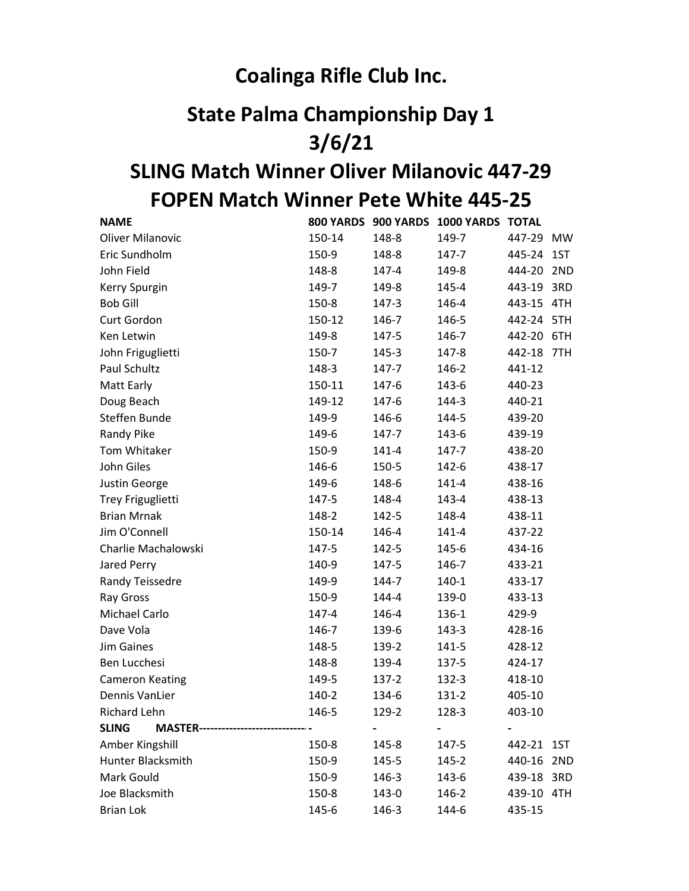# Coalinga Rifle Club Inc.

## State Palma Championship Day 1

## 3/6/21

## SLING Match Winner Oliver Milanovic 447-29

## FOPEN Match Winner Pete White 445-25

| NAME | 800 YARDS | 900 YARDS | 1000 YARDS | TOTAL | |
|---|---|---|---|---|---|
| Oliver Milanovic | 150-14 | 148-8 | 149-7 | 447-29 | MW |
| Eric Sundholm | 150-9 | 148-8 | 147-7 | 445-24 | 1ST |
| John Field | 148-8 | 147-4 | 149-8 | 444-20 | 2ND |
| Kerry Spurgin | 149-7 | 149-8 | 145-4 | 443-19 | 3RD |
| Bob Gill | 150-8 | 147-3 | 146-4 | 443-15 | 4TH |
| Curt Gordon | 150-12 | 146-7 | 146-5 | 442-24 | 5TH |
| Ken Letwin | 149-8 | 147-5 | 146-7 | 442-20 | 6TH |
| John Frigueglietti | 150-7 | 145-3 | 147-8 | 442-18 | 7TH |
| Paul Schultz | 148-3 | 147-7 | 146-2 | 441-12 | |
| Matt Early | 150-11 | 147-6 | 143-6 | 440-23 | |
| Doug Beach | 149-12 | 147-6 | 144-3 | 440-21 | |
| Steffen Bunde | 149-9 | 146-6 | 144-5 | 439-20 | |
| Randy Pike | 149-6 | 147-7 | 143-6 | 439-19 | |
| Tom Whitaker | 150-9 | 141-4 | 147-7 | 438-20 | |
| John Giles | 146-6 | 150-5 | 142-6 | 438-17 | |
| Justin George | 149-6 | 148-6 | 141-4 | 438-16 | |
| Trey Frigueglietti | 147-5 | 148-4 | 143-4 | 438-13 | |
| Brian Mrnak | 148-2 | 142-5 | 148-4 | 438-11 | |
| Jim O'Connell | 150-14 | 146-4 | 141-4 | 437-22 | |
| Charlie Machalowski | 147-5 | 142-5 | 145-6 | 434-16 | |
| Jared Perry | 140-9 | 147-5 | 146-7 | 433-21 | |
| Randy Teissedre | 149-9 | 144-7 | 140-1 | 433-17 | |
| Ray Gross | 150-9 | 144-4 | 139-0 | 433-13 | |
| Michael Carlo | 147-4 | 146-4 | 136-1 | 429-9 | |
| Dave Vola | 146-7 | 139-6 | 143-3 | 428-16 | |
| Jim Gaines | 148-5 | 139-2 | 141-5 | 428-12 | |
| Ben Lucchesi | 148-8 | 139-4 | 137-5 | 424-17 | |
| Cameron Keating | 149-5 | 137-2 | 132-3 | 418-10 | |
| Dennis VanLier | 140-2 | 134-6 | 131-2 | 405-10 | |
| Richard Lehn | 146-5 | 129-2 | 128-3 | 403-10 | |
| **SLING MASTER**---------------------------- | - | - | - | - | |
| Amber Kingshill | 150-8 | 145-8 | 147-5 | 442-21 | 1ST |
| Hunter Blacksmith | 150-9 | 145-5 | 145-2 | 440-16 | 2ND |
| Mark Gould | 150-9 | 146-3 | 143-6 | 439-18 | 3RD |
| Joe Blacksmith | 150-8 | 143-0 | 146-2 | 439-10 | 4TH |
| Brian Lok | 145-6 | 146-3 | 144-6 | 435-15 | |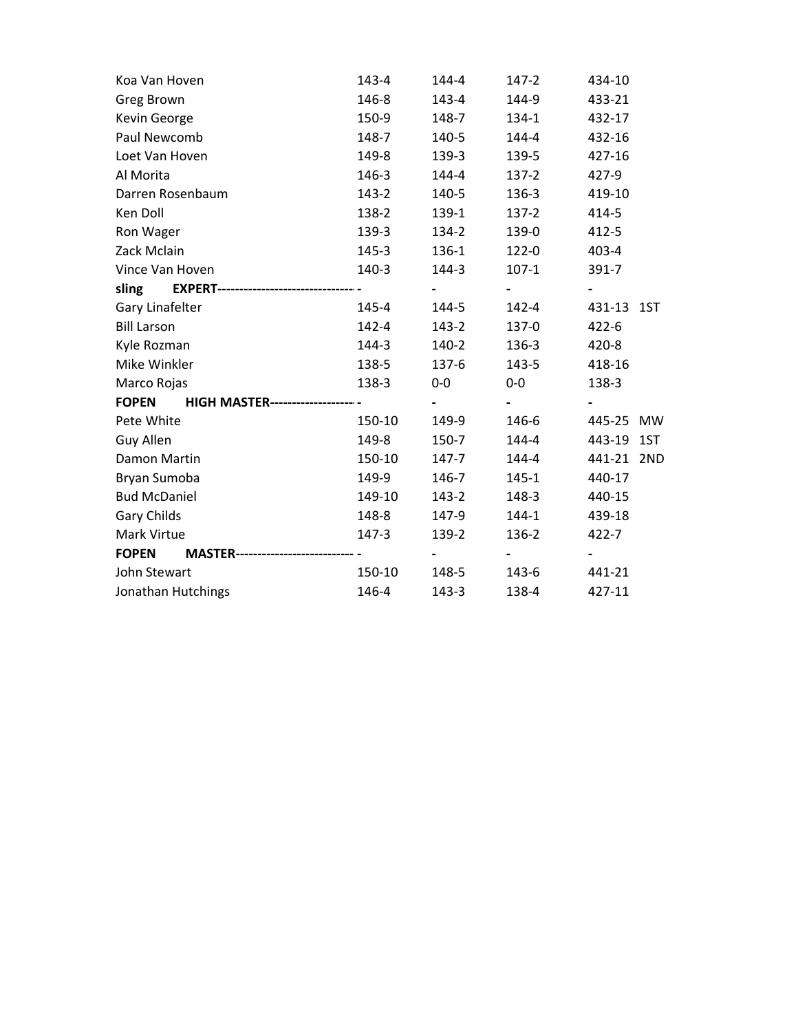| | | | | | |
|---|---|---|---|---|---|
| Koa Van Hoven | 143-4 | 144-4 | 147-2 | 434-10 | |
| Greg Brown | 146-8 | 143-4 | 144-9 | 433-21 | |
| Kevin George | 150-9 | 148-7 | 134-1 | 432-17 | |
| Paul Newcomb | 148-7 | 140-5 | 144-4 | 432-16 | |
| Loet Van Hoven | 149-8 | 139-3 | 139-5 | 427-16 | |
| Al Morita | 146-3 | 144-4 | 137-2 | 427-9 | |
| Darren Rosenbaum | 143-2 | 140-5 | 136-3 | 419-10 | |
| Ken Doll | 138-2 | 139-1 | 137-2 | 414-5 | |
| Ron Wager | 139-3 | 134-2 | 139-0 | 412-5 | |
| Zack Mclain | 145-3 | 136-1 | 122-0 | 403-4 | |
| Vince Van Hoven | 140-3 | 144-3 | 107-1 | 391-7 | |
| **sling EXPERT---------------------------------** | - | - | - | - | |
| Gary Linafelter | 145-4 | 144-5 | 142-4 | 431-13 | 1ST |
| Bill Larson | 142-4 | 143-2 | 137-0 | 422-6 | |
| Kyle Rozman | 144-3 | 140-2 | 136-3 | 420-8 | |
| Mike Winkler | 138-5 | 137-6 | 143-5 | 418-16 | |
| Marco Rojas | 138-3 | 0-0 | 0-0 | 138-3 | |
| **FOPEN HIGH MASTER--------------------** | - | - | - | - | |
| Pete White | 150-10 | 149-9 | 146-6 | 445-25 | MW |
| Guy Allen | 149-8 | 150-7 | 144-4 | 443-19 | 1ST |
| Damon Martin | 150-10 | 147-7 | 144-4 | 441-21 | 2ND |
| Bryan Sumoba | 149-9 | 146-7 | 145-1 | 440-17 | |
| Bud McDaniel | 149-10 | 143-2 | 148-3 | 440-15 | |
| Gary Childs | 148-8 | 147-9 | 144-1 | 439-18 | |
| Mark Virtue | 147-3 | 139-2 | 136-2 | 422-7 | |
| **FOPEN MASTER----------------------------** | - | - | - | - | |
| John Stewart | 150-10 | 148-5 | 143-6 | 441-21 | |
| Jonathan Hutchings | 146-4 | 143-3 | 138-4 | 427-11 | |